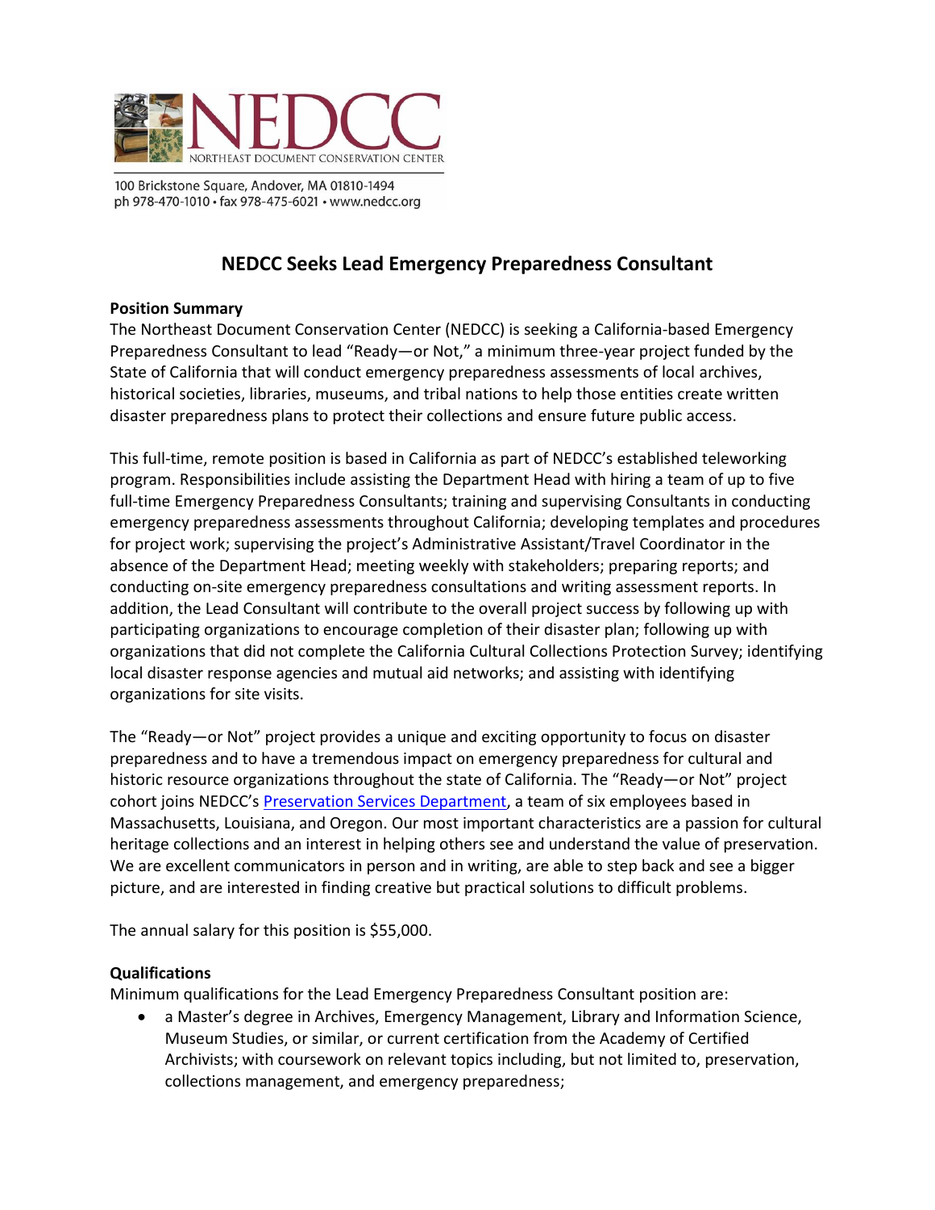NEDCC

NORTHEAST DOCUMENT CONSERVATION CENTER

100 Brickstone Square, Andover, MA 01810-1494
ph 978-470-1010 • fax 978-475-6021 • www.nedcc.org

# NEDCC Seeks Lead Emergency Preparedness Consultant

**Position Summary**

The Northeast Document Conservation Center (NEDCC) is seeking a California-based Emergency Preparedness Consultant to lead "Ready—or Not," a minimum three-year project funded by the State of California that will conduct emergency preparedness assessments of local archives, historical societies, libraries, museums, and tribal nations to help those entities create written disaster preparedness plans to protect their collections and ensure future public access.

This full-time, remote position is based in California as part of NEDCC's established teleworking program. Responsibilities include assisting the Department Head with hiring a team of up to five full-time Emergency Preparedness Consultants; training and supervising Consultants in conducting emergency preparedness assessments throughout California; developing templates and procedures for project work; supervising the project's Administrative Assistant/Travel Coordinator in the absence of the Department Head; meeting weekly with stakeholders; preparing reports; and conducting on-site emergency preparedness consultations and writing assessment reports. In addition, the Lead Consultant will contribute to the overall project success by following up with participating organizations to encourage completion of their disaster plan; following up with organizations that did not complete the California Cultural Collections Protection Survey; identifying local disaster response agencies and mutual aid networks; and assisting with identifying organizations for site visits.

The "Ready—or Not" project provides a unique and exciting opportunity to focus on disaster preparedness and to have a tremendous impact on emergency preparedness for cultural and historic resource organizations throughout the state of California. The "Ready—or Not" project cohort joins NEDCC's Preservation Services Department, a team of six employees based in Massachusetts, Louisiana, and Oregon. Our most important characteristics are a passion for cultural heritage collections and an interest in helping others see and understand the value of preservation. We are excellent communicators in person and in writing, are able to step back and see a bigger picture, and are interested in finding creative but practical solutions to difficult problems.

The annual salary for this position is $55,000.

**Qualifications**

Minimum qualifications for the Lead Emergency Preparedness Consultant position are:

- a Master's degree in Archives, Emergency Management, Library and Information Science, Museum Studies, or similar, or current certification from the Academy of Certified Archivists; with coursework on relevant topics including, but not limited to, preservation, collections management, and emergency preparedness;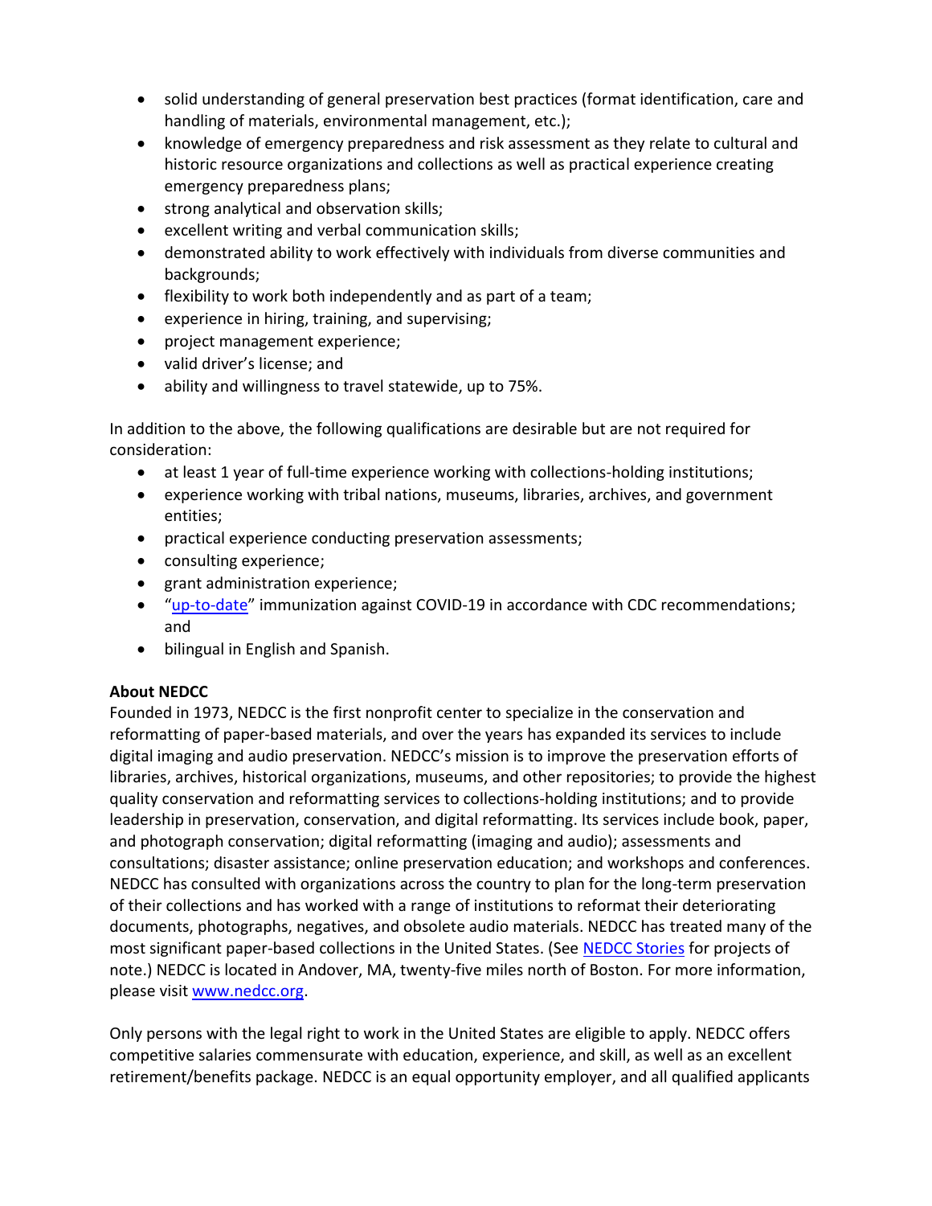- solid understanding of general preservation best practices (format identification, care and handling of materials, environmental management, etc.);
- knowledge of emergency preparedness and risk assessment as they relate to cultural and historic resource organizations and collections as well as practical experience creating emergency preparedness plans;
- strong analytical and observation skills;
- excellent writing and verbal communication skills;
- demonstrated ability to work effectively with individuals from diverse communities and backgrounds;
- flexibility to work both independently and as part of a team;
- experience in hiring, training, and supervising;
- project management experience;
- valid driver's license; and
- ability and willingness to travel statewide, up to 75%.

In addition to the above, the following qualifications are desirable but are not required for consideration:

- at least 1 year of full-time experience working with collections-holding institutions;
- experience working with tribal nations, museums, libraries, archives, and government entities;
- practical experience conducting preservation assessments;
- consulting experience;
- grant administration experience;
- "up-to-date" immunization against COVID-19 in accordance with CDC recommendations; and
- bilingual in English and Spanish.

**About NEDCC**

Founded in 1973, NEDCC is the first nonprofit center to specialize in the conservation and reformatting of paper-based materials, and over the years has expanded its services to include digital imaging and audio preservation. NEDCC's mission is to improve the preservation efforts of libraries, archives, historical organizations, museums, and other repositories; to provide the highest quality conservation and reformatting services to collections-holding institutions; and to provide leadership in preservation, conservation, and digital reformatting. Its services include book, paper, and photograph conservation; digital reformatting (imaging and audio); assessments and consultations; disaster assistance; online preservation education; and workshops and conferences. NEDCC has consulted with organizations across the country to plan for the long-term preservation of their collections and has worked with a range of institutions to reformat their deteriorating documents, photographs, negatives, and obsolete audio materials. NEDCC has treated many of the most significant paper-based collections in the United States. (See NEDCC Stories for projects of note.) NEDCC is located in Andover, MA, twenty-five miles north of Boston. For more information, please visit www.nedcc.org.

Only persons with the legal right to work in the United States are eligible to apply. NEDCC offers competitive salaries commensurate with education, experience, and skill, as well as an excellent retirement/benefits package. NEDCC is an equal opportunity employer, and all qualified applicants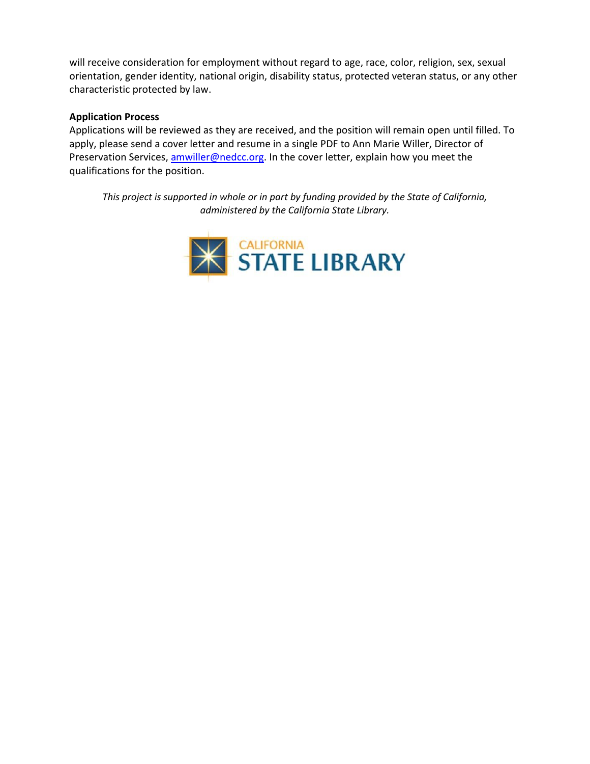will receive consideration for employment without regard to age, race, color, religion, sex, sexual orientation, gender identity, national origin, disability status, protected veteran status, or any other characteristic protected by law.

**Application Process**

Applications will be reviewed as they are received, and the position will remain open until filled. To apply, please send a cover letter and resume in a single PDF to Ann Marie Willer, Director of Preservation Services, amwiller@nedcc.org. In the cover letter, explain how you meet the qualifications for the position.

*This project is supported in whole or in part by funding provided by the State of California, administered by the California State Library.*

CALIFORNIA STATE LIBRARY